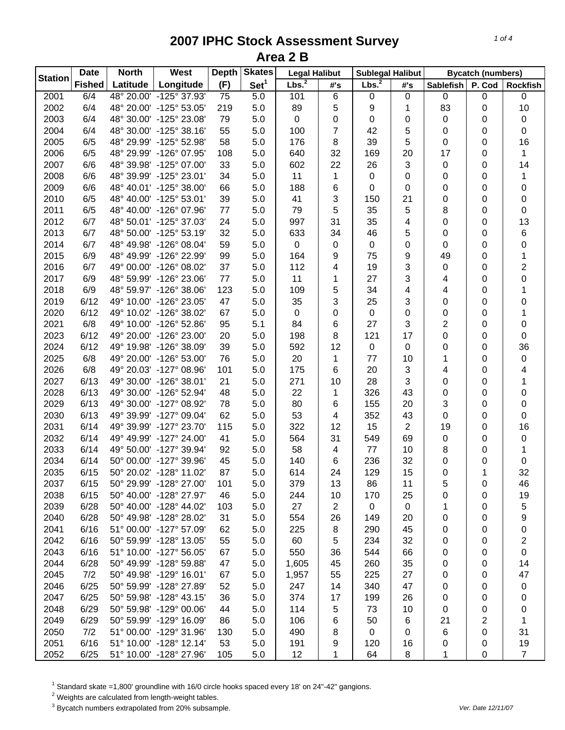# 2007 IPHC Stock Assessment Survey
## Area 2 B

| Station | Date | North | West | Depth | Skates | Legal Halibut | | Sublegal Halibut | | Bycatch (numbers) | | |
|---|---|---|---|---|---|---|---|---|---|---|---|---|
| | Fished | Latitude | Longitude | (F) | Set[1] | Lbs.[2] | #'s | Lbs.[2] | #'s | Sablefish | P. Cod | Rockfish |
| 2001 | 6/4 | 48° 20.00' | -125° 37.93' | 75 | 5.0 | 101 | 6 | 0 | 0 | 0 | 0 | 0 |
| 2002 | 6/4 | 48° 20.00' | -125° 53.05' | 219 | 5.0 | 89 | 5 | 9 | 1 | 83 | 0 | 10 |
| 2003 | 6/4 | 48° 30.00' | -125° 23.08' | 79 | 5.0 | 0 | 0 | 0 | 0 | 0 | 0 | 0 |
| 2004 | 6/4 | 48° 30.00' | -125° 38.16' | 55 | 5.0 | 100 | 7 | 42 | 5 | 0 | 0 | 0 |
| 2005 | 6/5 | 48° 29.99' | -125° 52.98' | 58 | 5.0 | 176 | 8 | 39 | 5 | 0 | 0 | 16 |
| 2006 | 6/5 | 48° 29.99' | -126° 07.95' | 108 | 5.0 | 640 | 32 | 169 | 20 | 17 | 0 | 1 |
| 2007 | 6/6 | 48° 39.98' | -125° 07.00' | 33 | 5.0 | 602 | 22 | 26 | 3 | 0 | 0 | 14 |
| 2008 | 6/6 | 48° 39.99' | -125° 23.01' | 34 | 5.0 | 11 | 1 | 0 | 0 | 0 | 0 | 1 |
| 2009 | 6/6 | 48° 40.01' | -125° 38.00' | 66 | 5.0 | 188 | 6 | 0 | 0 | 0 | 0 | 0 |
| 2010 | 6/5 | 48° 40.00' | -125° 53.01' | 39 | 5.0 | 41 | 3 | 150 | 21 | 0 | 0 | 0 |
| 2011 | 6/5 | 48° 40.00' | -126° 07.96' | 77 | 5.0 | 79 | 5 | 35 | 5 | 8 | 0 | 0 |
| 2012 | 6/7 | 48° 50.01' | -125° 37.03' | 24 | 5.0 | 997 | 31 | 35 | 4 | 0 | 0 | 13 |
| 2013 | 6/7 | 48° 50.00' | -125° 53.19' | 32 | 5.0 | 633 | 34 | 46 | 5 | 0 | 0 | 6 |
| 2014 | 6/7 | 48° 49.98' | -126° 08.04' | 59 | 5.0 | 0 | 0 | 0 | 0 | 0 | 0 | 0 |
| 2015 | 6/9 | 48° 49.99' | -126° 22.99' | 99 | 5.0 | 164 | 9 | 75 | 9 | 49 | 0 | 1 |
| 2016 | 6/7 | 49° 00.00' | -126° 08.02' | 37 | 5.0 | 112 | 4 | 19 | 3 | 0 | 0 | 2 |
| 2017 | 6/9 | 48° 59.99' | -126° 23.06' | 77 | 5.0 | 11 | 1 | 27 | 3 | 4 | 0 | 0 |
| 2018 | 6/9 | 48° 59.97' | -126° 38.06' | 123 | 5.0 | 109 | 5 | 34 | 4 | 4 | 0 | 1 |
| 2019 | 6/12 | 49° 10.00' | -126° 23.05' | 47 | 5.0 | 35 | 3 | 25 | 3 | 0 | 0 | 0 |
| 2020 | 6/12 | 49° 10.02' | -126° 38.02' | 67 | 5.0 | 0 | 0 | 0 | 0 | 0 | 0 | 1 |
| 2021 | 6/8 | 49° 10.00' | -126° 52.86' | 95 | 5.1 | 84 | 6 | 27 | 3 | 2 | 0 | 0 |
| 2023 | 6/12 | 49° 20.00' | -126° 23.00' | 20 | 5.0 | 198 | 8 | 121 | 17 | 0 | 0 | 0 |
| 2024 | 6/12 | 49° 19.98' | -126° 38.09' | 39 | 5.0 | 592 | 12 | 0 | 0 | 0 | 0 | 36 |
| 2025 | 6/8 | 49° 20.00' | -126° 53.00' | 76 | 5.0 | 20 | 1 | 77 | 10 | 1 | 0 | 0 |
| 2026 | 6/8 | 49° 20.03' | -127° 08.96' | 101 | 5.0 | 175 | 6 | 20 | 3 | 4 | 0 | 4 |
| 2027 | 6/13 | 49° 30.00' | -126° 38.01' | 21 | 5.0 | 271 | 10 | 28 | 3 | 0 | 0 | 1 |
| 2028 | 6/13 | 49° 30.00' | -126° 52.94' | 48 | 5.0 | 22 | 1 | 326 | 43 | 0 | 0 | 0 |
| 2029 | 6/13 | 49° 30.00' | -127° 08.92' | 78 | 5.0 | 80 | 6 | 155 | 20 | 3 | 0 | 0 |
| 2030 | 6/13 | 49° 39.99' | -127° 09.04' | 62 | 5.0 | 53 | 4 | 352 | 43 | 0 | 0 | 0 |
| 2031 | 6/14 | 49° 39.99' | -127° 23.70' | 115 | 5.0 | 322 | 12 | 15 | 2 | 19 | 0 | 16 |
| 2032 | 6/14 | 49° 49.99' | -127° 24.00' | 41 | 5.0 | 564 | 31 | 549 | 69 | 0 | 0 | 0 |
| 2033 | 6/14 | 49° 50.00' | -127° 39.94' | 92 | 5.0 | 58 | 4 | 77 | 10 | 8 | 0 | 1 |
| 2034 | 6/14 | 50° 00.00' | -127° 39.96' | 45 | 5.0 | 140 | 6 | 236 | 32 | 0 | 0 | 0 |
| 2035 | 6/15 | 50° 20.02' | -128° 11.02' | 87 | 5.0 | 614 | 24 | 129 | 15 | 0 | 1 | 32 |
| 2037 | 6/15 | 50° 29.99' | -128° 27.00' | 101 | 5.0 | 379 | 13 | 86 | 11 | 5 | 0 | 46 |
| 2038 | 6/15 | 50° 40.00' | -128° 27.97' | 46 | 5.0 | 244 | 10 | 170 | 25 | 0 | 0 | 19 |
| 2039 | 6/28 | 50° 40.00' | -128° 44.02' | 103 | 5.0 | 27 | 2 | 0 | 0 | 1 | 0 | 5 |
| 2040 | 6/28 | 50° 49.98' | -128° 28.02' | 31 | 5.0 | 554 | 26 | 149 | 20 | 0 | 0 | 9 |
| 2041 | 6/16 | 51° 00.00' | -127° 57.09' | 62 | 5.0 | 225 | 8 | 290 | 45 | 0 | 0 | 0 |
| 2042 | 6/16 | 50° 59.99' | -128° 13.05' | 55 | 5.0 | 60 | 5 | 234 | 32 | 0 | 0 | 2 |
| 2043 | 6/16 | 51° 10.00' | -127° 56.05' | 67 | 5.0 | 550 | 36 | 544 | 66 | 0 | 0 | 0 |
| 2044 | 6/28 | 50° 49.99' | -128° 59.88' | 47 | 5.0 | 1,605 | 45 | 260 | 35 | 0 | 0 | 14 |
| 2045 | 7/2 | 50° 49.98' | -129° 16.01' | 67 | 5.0 | 1,957 | 55 | 225 | 27 | 0 | 0 | 47 |
| 2046 | 6/25 | 50° 59.99' | -128° 27.89' | 52 | 5.0 | 247 | 14 | 340 | 47 | 0 | 0 | 0 |
| 2047 | 6/25 | 50° 59.98' | -128° 43.15' | 36 | 5.0 | 374 | 17 | 199 | 26 | 0 | 0 | 0 |
| 2048 | 6/29 | 50° 59.98' | -129° 00.06' | 44 | 5.0 | 114 | 5 | 73 | 10 | 0 | 0 | 0 |
| 2049 | 6/29 | 50° 59.99' | -129° 16.09' | 86 | 5.0 | 106 | 6 | 50 | 6 | 21 | 2 | 1 |
| 2050 | 7/2 | 51° 00.00' | -129° 31.96' | 130 | 5.0 | 490 | 8 | 0 | 0 | 6 | 0 | 31 |
| 2051 | 6/16 | 51° 10.00' | -128° 12.14' | 53 | 5.0 | 191 | 9 | 120 | 16 | 0 | 0 | 19 |
| 2052 | 6/25 | 51° 10.00' | -128° 27.96' | 105 | 5.0 | 12 | 1 | 64 | 8 | 1 | 0 | 7 |

[1] Standard skate =1,800' groundline with 16/0 circle hooks spaced every 18' on 24"-42" gangions.
[2] Weights are calculated from length-weight tables.
[3] Bycatch numbers extrapolated from 20% subsample.

*Ver. Date 12/11/07*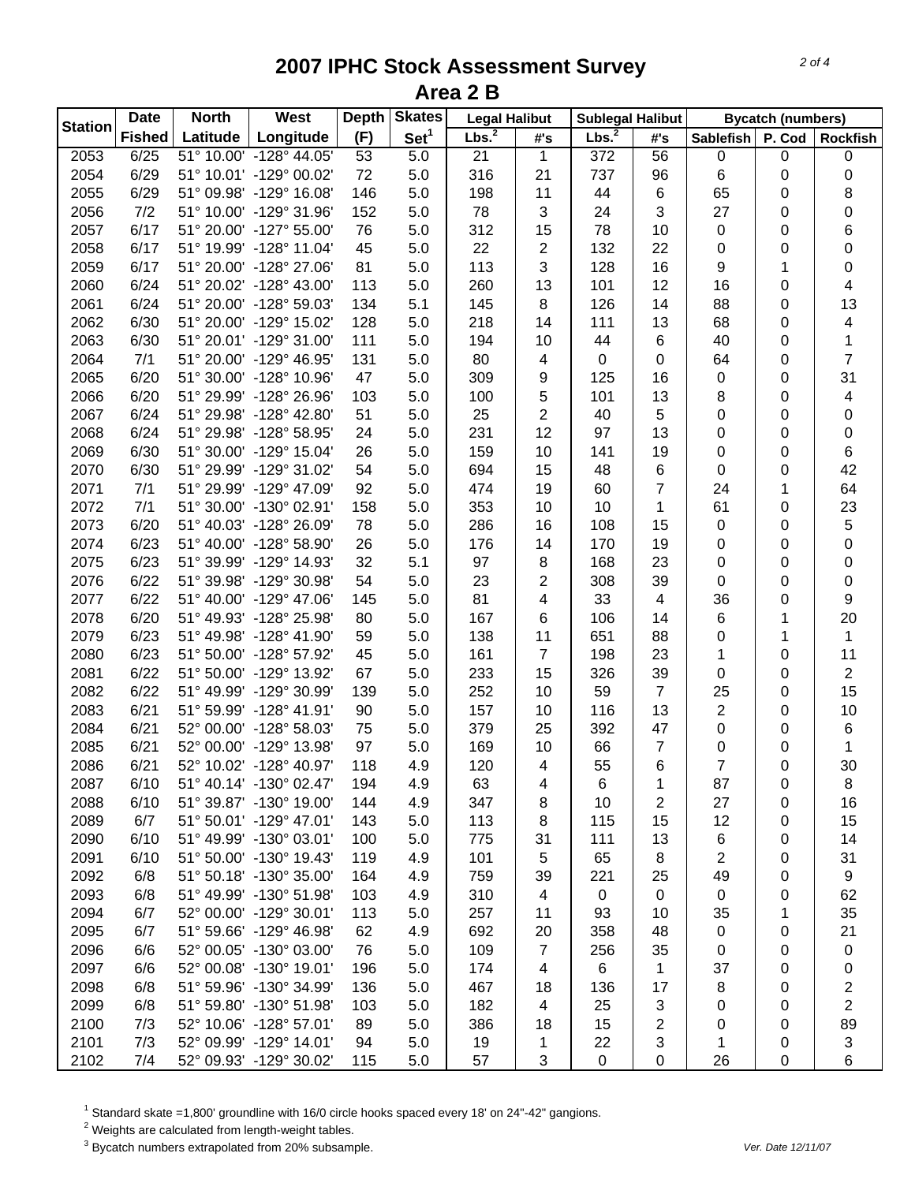# 2007 IPHC Stock Assessment Survey
## Area 2 B

| Station | Date Fished | North Latitude | West Longitude | Depth (F) | Skates Set[1] | Legal Halibut Lbs.[2] | Legal Halibut #'s | Sublegal Halibut Lbs.[2] | Sublegal Halibut #'s | Bycatch (numbers) Sablefish | Bycatch (numbers) P. Cod | Bycatch (numbers) Rockfish |
|---|---|---|---|---|---|---|---|---|---|---|---|---|
| 2053 | 6/25 | 51° 10.00' | -128° 44.05' | 53 | 5.0 | 21 | 1 | 372 | 56 | 0 | 0 | 0 |
| 2054 | 6/29 | 51° 10.01' | -129° 00.02' | 72 | 5.0 | 316 | 21 | 737 | 96 | 6 | 0 | 0 |
| 2055 | 6/29 | 51° 09.98' | -129° 16.08' | 146 | 5.0 | 198 | 11 | 44 | 6 | 65 | 0 | 8 |
| 2056 | 7/2 | 51° 10.00' | -129° 31.96' | 152 | 5.0 | 78 | 3 | 24 | 3 | 27 | 0 | 0 |
| 2057 | 6/17 | 51° 20.00' | -127° 55.00' | 76 | 5.0 | 312 | 15 | 78 | 10 | 0 | 0 | 6 |
| 2058 | 6/17 | 51° 19.99' | -128° 11.04' | 45 | 5.0 | 22 | 2 | 132 | 22 | 0 | 0 | 0 |
| 2059 | 6/17 | 51° 20.00' | -128° 27.06' | 81 | 5.0 | 113 | 3 | 128 | 16 | 9 | 1 | 0 |
| 2060 | 6/24 | 51° 20.02' | -128° 43.00' | 113 | 5.0 | 260 | 13 | 101 | 12 | 16 | 0 | 4 |
| 2061 | 6/24 | 51° 20.00' | -128° 59.03' | 134 | 5.1 | 145 | 8 | 126 | 14 | 88 | 0 | 13 |
| 2062 | 6/30 | 51° 20.00' | -129° 15.02' | 128 | 5.0 | 218 | 14 | 111 | 13 | 68 | 0 | 4 |
| 2063 | 6/30 | 51° 20.01' | -129° 31.00' | 111 | 5.0 | 194 | 10 | 44 | 6 | 40 | 0 | 1 |
| 2064 | 7/1 | 51° 20.00' | -129° 46.95' | 131 | 5.0 | 80 | 4 | 0 | 0 | 64 | 0 | 7 |
| 2065 | 6/20 | 51° 30.00' | -128° 10.96' | 47 | 5.0 | 309 | 9 | 125 | 16 | 0 | 0 | 31 |
| 2066 | 6/20 | 51° 29.99' | -128° 26.96' | 103 | 5.0 | 100 | 5 | 101 | 13 | 8 | 0 | 4 |
| 2067 | 6/24 | 51° 29.98' | -128° 42.80' | 51 | 5.0 | 25 | 2 | 40 | 5 | 0 | 0 | 0 |
| 2068 | 6/24 | 51° 29.98' | -128° 58.95' | 24 | 5.0 | 231 | 12 | 97 | 13 | 0 | 0 | 0 |
| 2069 | 6/30 | 51° 30.00' | -129° 15.04' | 26 | 5.0 | 159 | 10 | 141 | 19 | 0 | 0 | 6 |
| 2070 | 6/30 | 51° 29.99' | -129° 31.02' | 54 | 5.0 | 694 | 15 | 48 | 6 | 0 | 0 | 42 |
| 2071 | 7/1 | 51° 29.99' | -129° 47.09' | 92 | 5.0 | 474 | 19 | 60 | 7 | 24 | 1 | 64 |
| 2072 | 7/1 | 51° 30.00' | -130° 02.91' | 158 | 5.0 | 353 | 10 | 10 | 1 | 61 | 0 | 23 |
| 2073 | 6/20 | 51° 40.03' | -128° 26.09' | 78 | 5.0 | 286 | 16 | 108 | 15 | 0 | 0 | 5 |
| 2074 | 6/23 | 51° 40.00' | -128° 58.90' | 26 | 5.0 | 176 | 14 | 170 | 19 | 0 | 0 | 0 |
| 2075 | 6/23 | 51° 39.99' | -129° 14.93' | 32 | 5.1 | 97 | 8 | 168 | 23 | 0 | 0 | 0 |
| 2076 | 6/22 | 51° 39.98' | -129° 30.98' | 54 | 5.0 | 23 | 2 | 308 | 39 | 0 | 0 | 0 |
| 2077 | 6/22 | 51° 40.00' | -129° 47.06' | 145 | 5.0 | 81 | 4 | 33 | 4 | 36 | 0 | 9 |
| 2078 | 6/20 | 51° 49.93' | -128° 25.98' | 80 | 5.0 | 167 | 6 | 106 | 14 | 6 | 1 | 20 |
| 2079 | 6/23 | 51° 49.98' | -128° 41.90' | 59 | 5.0 | 138 | 11 | 651 | 88 | 0 | 1 | 1 |
| 2080 | 6/23 | 51° 50.00' | -128° 57.92' | 45 | 5.0 | 161 | 7 | 198 | 23 | 1 | 0 | 11 |
| 2081 | 6/22 | 51° 50.00' | -129° 13.92' | 67 | 5.0 | 233 | 15 | 326 | 39 | 0 | 0 | 2 |
| 2082 | 6/22 | 51° 49.99' | -129° 30.99' | 139 | 5.0 | 252 | 10 | 59 | 7 | 25 | 0 | 15 |
| 2083 | 6/21 | 51° 59.99' | -128° 41.91' | 90 | 5.0 | 157 | 10 | 116 | 13 | 2 | 0 | 10 |
| 2084 | 6/21 | 52° 00.00' | -128° 58.03' | 75 | 5.0 | 379 | 25 | 392 | 47 | 0 | 0 | 6 |
| 2085 | 6/21 | 52° 00.00' | -129° 13.98' | 97 | 5.0 | 169 | 10 | 66 | 7 | 0 | 0 | 1 |
| 2086 | 6/21 | 52° 10.02' | -128° 40.97' | 118 | 4.9 | 120 | 4 | 55 | 6 | 7 | 0 | 30 |
| 2087 | 6/10 | 51° 40.14' | -130° 02.47' | 194 | 4.9 | 63 | 4 | 6 | 1 | 87 | 0 | 8 |
| 2088 | 6/10 | 51° 39.87' | -130° 19.00' | 144 | 4.9 | 347 | 8 | 10 | 2 | 27 | 0 | 16 |
| 2089 | 6/7 | 51° 50.01' | -129° 47.01' | 143 | 5.0 | 113 | 8 | 115 | 15 | 12 | 0 | 15 |
| 2090 | 6/10 | 51° 49.99' | -130° 03.01' | 100 | 5.0 | 775 | 31 | 111 | 13 | 6 | 0 | 14 |
| 2091 | 6/10 | 51° 50.00' | -130° 19.43' | 119 | 4.9 | 101 | 5 | 65 | 8 | 2 | 0 | 31 |
| 2092 | 6/8 | 51° 50.18' | -130° 35.00' | 164 | 4.9 | 759 | 39 | 221 | 25 | 49 | 0 | 9 |
| 2093 | 6/8 | 51° 49.99' | -130° 51.98' | 103 | 4.9 | 310 | 4 | 0 | 0 | 0 | 0 | 62 |
| 2094 | 6/7 | 52° 00.00' | -129° 30.01' | 113 | 5.0 | 257 | 11 | 93 | 10 | 35 | 1 | 35 |
| 2095 | 6/7 | 51° 59.66' | -129° 46.98' | 62 | 4.9 | 692 | 20 | 358 | 48 | 0 | 0 | 21 |
| 2096 | 6/6 | 52° 00.05' | -130° 03.00' | 76 | 5.0 | 109 | 7 | 256 | 35 | 0 | 0 | 0 |
| 2097 | 6/6 | 52° 00.08' | -130° 19.01' | 196 | 5.0 | 174 | 4 | 6 | 1 | 37 | 0 | 0 |
| 2098 | 6/8 | 51° 59.96' | -130° 34.99' | 136 | 5.0 | 467 | 18 | 136 | 17 | 8 | 0 | 2 |
| 2099 | 6/8 | 51° 59.80' | -130° 51.98' | 103 | 5.0 | 182 | 4 | 25 | 3 | 0 | 0 | 2 |
| 2100 | 7/3 | 52° 10.06' | -128° 57.01' | 89 | 5.0 | 386 | 18 | 15 | 2 | 0 | 0 | 89 |
| 2101 | 7/3 | 52° 09.99' | -129° 14.01' | 94 | 5.0 | 19 | 1 | 22 | 3 | 1 | 0 | 3 |
| 2102 | 7/4 | 52° 09.93' | -129° 30.02' | 115 | 5.0 | 57 | 3 | 0 | 0 | 26 | 0 | 6 |

[1] Standard skate =1,800' groundline with 16/0 circle hooks spaced every 18' on 24"-42" gangions.
[2] Weights are calculated from length-weight tables.
[3] Bycatch numbers extrapolated from 20% subsample.

*Ver. Date 12/11/07*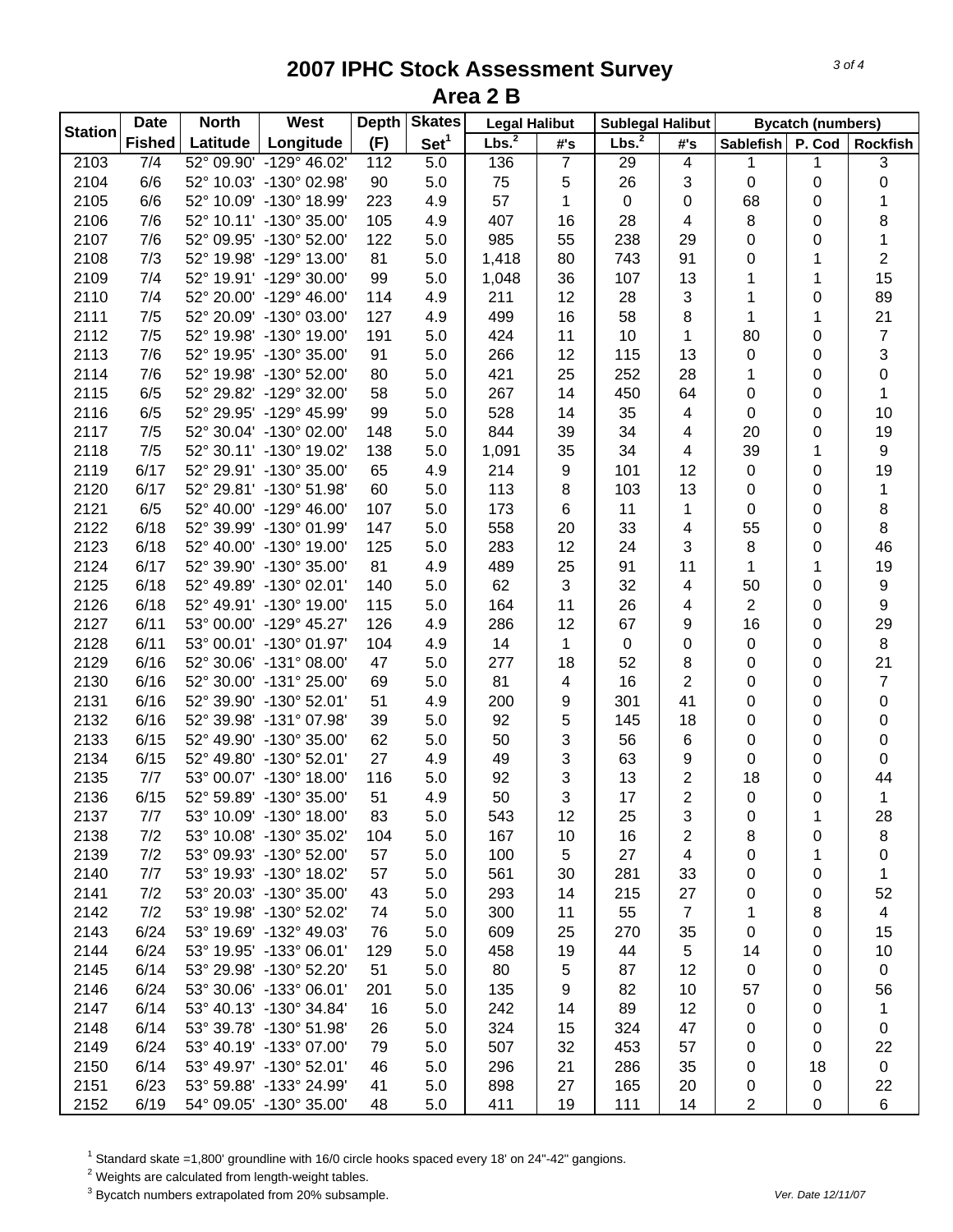# 2007 IPHC Stock Assessment Survey
## Area 2 B

| Station | Date | North | West | Depth | Skates | Legal Halibut | | Sublegal Halibut | | Bycatch (numbers) | | |
|---|---|---|---|---|---|---|---|---|---|---|---|---|
| | Fished | Latitude | Longitude | (F) | Set[1] | Lbs.[2] | #'s | Lbs.[2] | #'s | Sablefish | P. Cod | Rockfish |
| 2103 | 7/4 | 52° 09.90' | -129° 46.02' | 112 | 5.0 | 136 | 7 | 29 | 4 | 1 | 1 | 3 |
| 2104 | 6/6 | 52° 10.03' | -130° 02.98' | 90 | 5.0 | 75 | 5 | 26 | 3 | 0 | 0 | 0 |
| 2105 | 6/6 | 52° 10.09' | -130° 18.99' | 223 | 4.9 | 57 | 1 | 0 | 0 | 68 | 0 | 1 |
| 2106 | 7/6 | 52° 10.11' | -130° 35.00' | 105 | 4.9 | 407 | 16 | 28 | 4 | 8 | 0 | 8 |
| 2107 | 7/6 | 52° 09.95' | -130° 52.00' | 122 | 5.0 | 985 | 55 | 238 | 29 | 0 | 0 | 1 |
| 2108 | 7/3 | 52° 19.98' | -129° 13.00' | 81 | 5.0 | 1,418 | 80 | 743 | 91 | 0 | 1 | 2 |
| 2109 | 7/4 | 52° 19.91' | -129° 30.00' | 99 | 5.0 | 1,048 | 36 | 107 | 13 | 1 | 1 | 15 |
| 2110 | 7/4 | 52° 20.00' | -129° 46.00' | 114 | 4.9 | 211 | 12 | 28 | 3 | 1 | 0 | 89 |
| 2111 | 7/5 | 52° 20.09' | -130° 03.00' | 127 | 4.9 | 499 | 16 | 58 | 8 | 1 | 1 | 21 |
| 2112 | 7/5 | 52° 19.98' | -130° 19.00' | 191 | 5.0 | 424 | 11 | 10 | 1 | 80 | 0 | 7 |
| 2113 | 7/6 | 52° 19.95' | -130° 35.00' | 91 | 5.0 | 266 | 12 | 115 | 13 | 0 | 0 | 3 |
| 2114 | 7/6 | 52° 19.98' | -130° 52.00' | 80 | 5.0 | 421 | 25 | 252 | 28 | 1 | 0 | 0 |
| 2115 | 6/5 | 52° 29.82' | -129° 32.00' | 58 | 5.0 | 267 | 14 | 450 | 64 | 0 | 0 | 1 |
| 2116 | 6/5 | 52° 29.95' | -129° 45.99' | 99 | 5.0 | 528 | 14 | 35 | 4 | 0 | 0 | 10 |
| 2117 | 7/5 | 52° 30.04' | -130° 02.00' | 148 | 5.0 | 844 | 39 | 34 | 4 | 20 | 0 | 19 |
| 2118 | 7/5 | 52° 30.11' | -130° 19.02' | 138 | 5.0 | 1,091 | 35 | 34 | 4 | 39 | 1 | 9 |
| 2119 | 6/17 | 52° 29.91' | -130° 35.00' | 65 | 4.9 | 214 | 9 | 101 | 12 | 0 | 0 | 19 |
| 2120 | 6/17 | 52° 29.81' | -130° 51.98' | 60 | 5.0 | 113 | 8 | 103 | 13 | 0 | 0 | 1 |
| 2121 | 6/5 | 52° 40.00' | -129° 46.00' | 107 | 5.0 | 173 | 6 | 11 | 1 | 0 | 0 | 8 |
| 2122 | 6/18 | 52° 39.99' | -130° 01.99' | 147 | 5.0 | 558 | 20 | 33 | 4 | 55 | 0 | 8 |
| 2123 | 6/18 | 52° 40.00' | -130° 19.00' | 125 | 5.0 | 283 | 12 | 24 | 3 | 8 | 0 | 46 |
| 2124 | 6/17 | 52° 39.90' | -130° 35.00' | 81 | 4.9 | 489 | 25 | 91 | 11 | 1 | 1 | 19 |
| 2125 | 6/18 | 52° 49.89' | -130° 02.01' | 140 | 5.0 | 62 | 3 | 32 | 4 | 50 | 0 | 9 |
| 2126 | 6/18 | 52° 49.91' | -130° 19.00' | 115 | 5.0 | 164 | 11 | 26 | 4 | 2 | 0 | 9 |
| 2127 | 6/11 | 53° 00.00' | -129° 45.27' | 126 | 4.9 | 286 | 12 | 67 | 9 | 16 | 0 | 29 |
| 2128 | 6/11 | 53° 00.01' | -130° 01.97' | 104 | 4.9 | 14 | 1 | 0 | 0 | 0 | 0 | 8 |
| 2129 | 6/16 | 52° 30.06' | -131° 08.00' | 47 | 5.0 | 277 | 18 | 52 | 8 | 0 | 0 | 21 |
| 2130 | 6/16 | 52° 30.00' | -131° 25.00' | 69 | 5.0 | 81 | 4 | 16 | 2 | 0 | 0 | 7 |
| 2131 | 6/16 | 52° 39.90' | -130° 52.01' | 51 | 4.9 | 200 | 9 | 301 | 41 | 0 | 0 | 0 |
| 2132 | 6/16 | 52° 39.98' | -131° 07.98' | 39 | 5.0 | 92 | 5 | 145 | 18 | 0 | 0 | 0 |
| 2133 | 6/15 | 52° 49.90' | -130° 35.00' | 62 | 5.0 | 50 | 3 | 56 | 6 | 0 | 0 | 0 |
| 2134 | 6/15 | 52° 49.80' | -130° 52.01' | 27 | 4.9 | 49 | 3 | 63 | 9 | 0 | 0 | 0 |
| 2135 | 7/7 | 53° 00.07' | -130° 18.00' | 116 | 5.0 | 92 | 3 | 13 | 2 | 18 | 0 | 44 |
| 2136 | 6/15 | 52° 59.89' | -130° 35.00' | 51 | 4.9 | 50 | 3 | 17 | 2 | 0 | 0 | 1 |
| 2137 | 7/7 | 53° 10.09' | -130° 18.00' | 83 | 5.0 | 543 | 12 | 25 | 3 | 0 | 1 | 28 |
| 2138 | 7/2 | 53° 10.08' | -130° 35.02' | 104 | 5.0 | 167 | 10 | 16 | 2 | 8 | 0 | 8 |
| 2139 | 7/2 | 53° 09.93' | -130° 52.00' | 57 | 5.0 | 100 | 5 | 27 | 4 | 0 | 1 | 0 |
| 2140 | 7/7 | 53° 19.93' | -130° 18.02' | 57 | 5.0 | 561 | 30 | 281 | 33 | 0 | 0 | 1 |
| 2141 | 7/2 | 53° 20.03' | -130° 35.00' | 43 | 5.0 | 293 | 14 | 215 | 27 | 0 | 0 | 52 |
| 2142 | 7/2 | 53° 19.98' | -130° 52.02' | 74 | 5.0 | 300 | 11 | 55 | 7 | 1 | 8 | 4 |
| 2143 | 6/24 | 53° 19.69' | -132° 49.03' | 76 | 5.0 | 609 | 25 | 270 | 35 | 0 | 0 | 15 |
| 2144 | 6/24 | 53° 19.95' | -133° 06.01' | 129 | 5.0 | 458 | 19 | 44 | 5 | 14 | 0 | 10 |
| 2145 | 6/14 | 53° 29.98' | -130° 52.20' | 51 | 5.0 | 80 | 5 | 87 | 12 | 0 | 0 | 0 |
| 2146 | 6/24 | 53° 30.06' | -133° 06.01' | 201 | 5.0 | 135 | 9 | 82 | 10 | 57 | 0 | 56 |
| 2147 | 6/14 | 53° 40.13' | -130° 34.84' | 16 | 5.0 | 242 | 14 | 89 | 12 | 0 | 0 | 1 |
| 2148 | 6/14 | 53° 39.78' | -130° 51.98' | 26 | 5.0 | 324 | 15 | 324 | 47 | 0 | 0 | 0 |
| 2149 | 6/24 | 53° 40.19' | -133° 07.00' | 79 | 5.0 | 507 | 32 | 453 | 57 | 0 | 0 | 22 |
| 2150 | 6/14 | 53° 49.97' | -130° 52.01' | 46 | 5.0 | 296 | 21 | 286 | 35 | 0 | 18 | 0 |
| 2151 | 6/23 | 53° 59.88' | -133° 24.99' | 41 | 5.0 | 898 | 27 | 165 | 20 | 0 | 0 | 22 |
| 2152 | 6/19 | 54° 09.05' | -130° 35.00' | 48 | 5.0 | 411 | 19 | 111 | 14 | 2 | 0 | 6 |

[1] Standard skate =1,800' groundline with 16/0 circle hooks spaced every 18' on 24"-42" gangions.
[2] Weights are calculated from length-weight tables.
[3] Bycatch numbers extrapolated from 20% subsample.

*Ver. Date 12/11/07*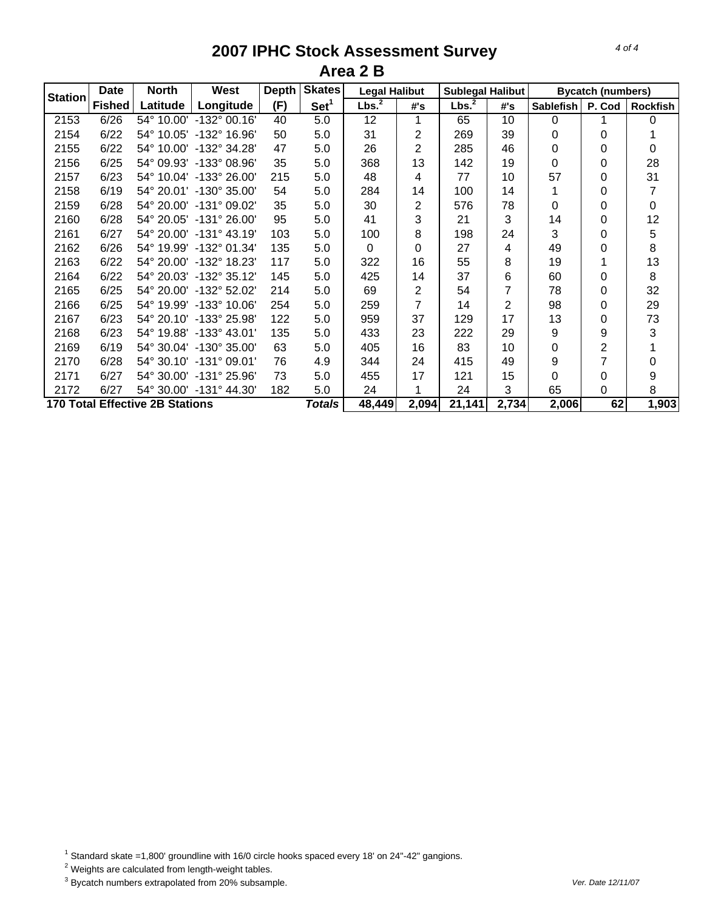# 2007 IPHC Stock Assessment Survey

## Area 2 B

| Station | Date Fished | North Latitude | West Longitude | Depth (F) | Skates Set[1] | Legal Halibut | | Sublegal Halibut | | Bycatch (numbers) | | |
|---|---|---|---|---|---|---|---|---|---|---|---|---|
| | | | | | | Lbs.[2] | #'s | Lbs.[2] | #'s | Sablefish | P. Cod | Rockfish |
| 2153 | 6/26 | 54° 10.00' | -132° 00.16' | 40 | 5.0 | 12 | 1 | 65 | 10 | 0 | 1 | 0 |
| 2154 | 6/22 | 54° 10.05' | -132° 16.96' | 50 | 5.0 | 31 | 2 | 269 | 39 | 0 | 0 | 1 |
| 2155 | 6/22 | 54° 10.00' | -132° 34.28' | 47 | 5.0 | 26 | 2 | 285 | 46 | 0 | 0 | 0 |
| 2156 | 6/25 | 54° 09.93' | -133° 08.96' | 35 | 5.0 | 368 | 13 | 142 | 19 | 0 | 0 | 28 |
| 2157 | 6/23 | 54° 10.04' | -133° 26.00' | 215 | 5.0 | 48 | 4 | 77 | 10 | 57 | 0 | 31 |
| 2158 | 6/19 | 54° 20.01' | -130° 35.00' | 54 | 5.0 | 284 | 14 | 100 | 14 | 1 | 0 | 7 |
| 2159 | 6/28 | 54° 20.00' | -131° 09.02' | 35 | 5.0 | 30 | 2 | 576 | 78 | 0 | 0 | 0 |
| 2160 | 6/28 | 54° 20.05' | -131° 26.00' | 95 | 5.0 | 41 | 3 | 21 | 3 | 14 | 0 | 12 |
| 2161 | 6/27 | 54° 20.00' | -131° 43.19' | 103 | 5.0 | 100 | 8 | 198 | 24 | 3 | 0 | 5 |
| 2162 | 6/26 | 54° 19.99' | -132° 01.34' | 135 | 5.0 | 0 | 0 | 27 | 4 | 49 | 0 | 8 |
| 2163 | 6/22 | 54° 20.00' | -132° 18.23' | 117 | 5.0 | 322 | 16 | 55 | 8 | 19 | 1 | 13 |
| 2164 | 6/22 | 54° 20.03' | -132° 35.12' | 145 | 5.0 | 425 | 14 | 37 | 6 | 60 | 0 | 8 |
| 2165 | 6/25 | 54° 20.00' | -132° 52.02' | 214 | 5.0 | 69 | 2 | 54 | 7 | 78 | 0 | 32 |
| 2166 | 6/25 | 54° 19.99' | -133° 10.06' | 254 | 5.0 | 259 | 7 | 14 | 2 | 98 | 0 | 29 |
| 2167 | 6/23 | 54° 20.10' | -133° 25.98' | 122 | 5.0 | 959 | 37 | 129 | 17 | 13 | 0 | 73 |
| 2168 | 6/23 | 54° 19.88' | -133° 43.01' | 135 | 5.0 | 433 | 23 | 222 | 29 | 9 | 9 | 3 |
| 2169 | 6/19 | 54° 30.04' | -130° 35.00' | 63 | 5.0 | 405 | 16 | 83 | 10 | 0 | 2 | 1 |
| 2170 | 6/28 | 54° 30.10' | -131° 09.01' | 76 | 4.9 | 344 | 24 | 415 | 49 | 9 | 7 | 0 |
| 2171 | 6/27 | 54° 30.00' | -131° 25.96' | 73 | 5.0 | 455 | 17 | 121 | 15 | 0 | 0 | 9 |
| 2172 | 6/27 | 54° 30.00' | -131° 44.30' | 182 | 5.0 | 24 | 1 | 24 | 3 | 65 | 0 | 8 |
| **170 Total Effective 2B Stations** | | | | | ***Totals*** | **48,449** | **2,094** | **21,141** | **2,734** | **2,006** | **62** | **1,903** |

[1] Standard skate =1,800' groundline with 16/0 circle hooks spaced every 18' on 24"-42" gangions.
[2] Weights are calculated from length-weight tables.
[3] Bycatch numbers extrapolated from 20% subsample.

*Ver. Date 12/11/07*